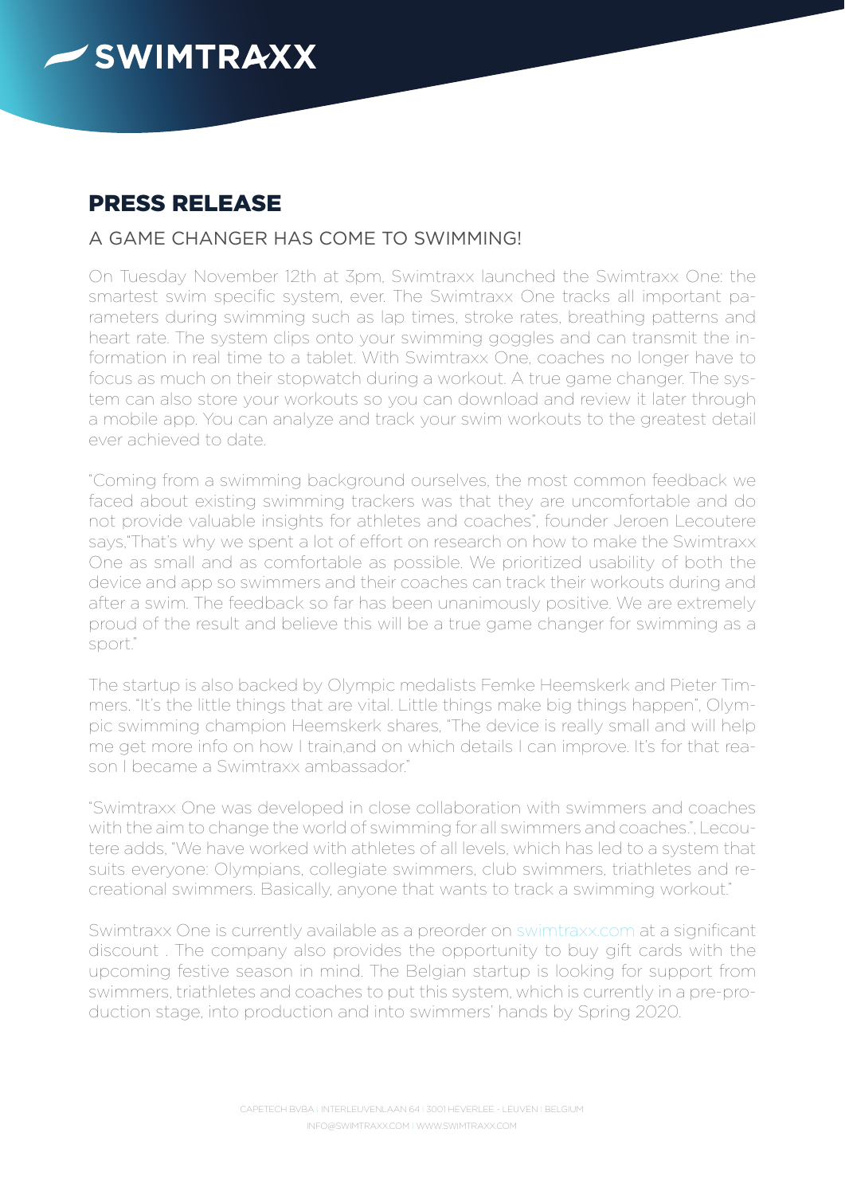# SWIMTRAXX

## PRESS RELEASE

### A GAME CHANGER HAS COME TO SWIMMING!

On Tuesday November 12th at 3pm, Swimtraxx launched the Swimtraxx One: the smartest swim specific system, ever. The Swimtraxx One tracks all important parameters during swimming such as lap times, stroke rates, breathing patterns and heart rate. The system clips onto your swimming goggles and can transmit the information in real time to a tablet. With Swimtraxx One, coaches no longer have to focus as much on their stopwatch during a workout. A true game changer. The system can also store your workouts so you can download and review it later through a mobile app. You can analyze and track your swim workouts to the greatest detail ever achieved to date.

"Coming from a swimming background ourselves, the most common feedback we faced about existing swimming trackers was that they are uncomfortable and do not provide valuable insights for athletes and coaches", founder Jeroen Lecoutere says,"That's why we spent a lot of effort on research on how to make the Swimtraxx One as small and as comfortable as possible. We prioritized usability of both the device and app so swimmers and their coaches can track their workouts during and after a swim. The feedback so far has been unanimously positive. We are extremely proud of the result and believe this will be a true game changer for swimming as a sport."

The startup is also backed by Olympic medalists Femke Heemskerk and Pieter Timmers. "It's the little things that are vital. Little things make big things happen", Olympic swimming champion Heemskerk shares, "The device is really small and will help me get more info on how I train,and on which details I can improve. It's for that reason I became a Swimtraxx ambassador."

"Swimtraxx One was developed in close collaboration with swimmers and coaches with the aim to change the world of swimming for all swimmers and coaches.", Lecoutere adds, "We have worked with athletes of all levels, which has led to a system that suits everyone: Olympians, collegiate swimmers, club swimmers, triathletes and recreational swimmers. Basically, anyone that wants to track a swimming workout."

Swimtraxx One is currently available as a preorder on swimtraxx.com at a significant discount . The company also provides the opportunity to buy gift cards with the upcoming festive season in mind. The Belgian startup is looking for support from swimmers, triathletes and coaches to put this system, which is currently in a pre-production stage, into production and into swimmers' hands by Spring 2020.

CAPETECH BVBA | INTERLEUVENLAAN 64 | 3001 HEVERLEE - LEUVEN | BELGIUM
INFO@SWIMTRAXX.COM | WWW.SWIMTRAXX.COM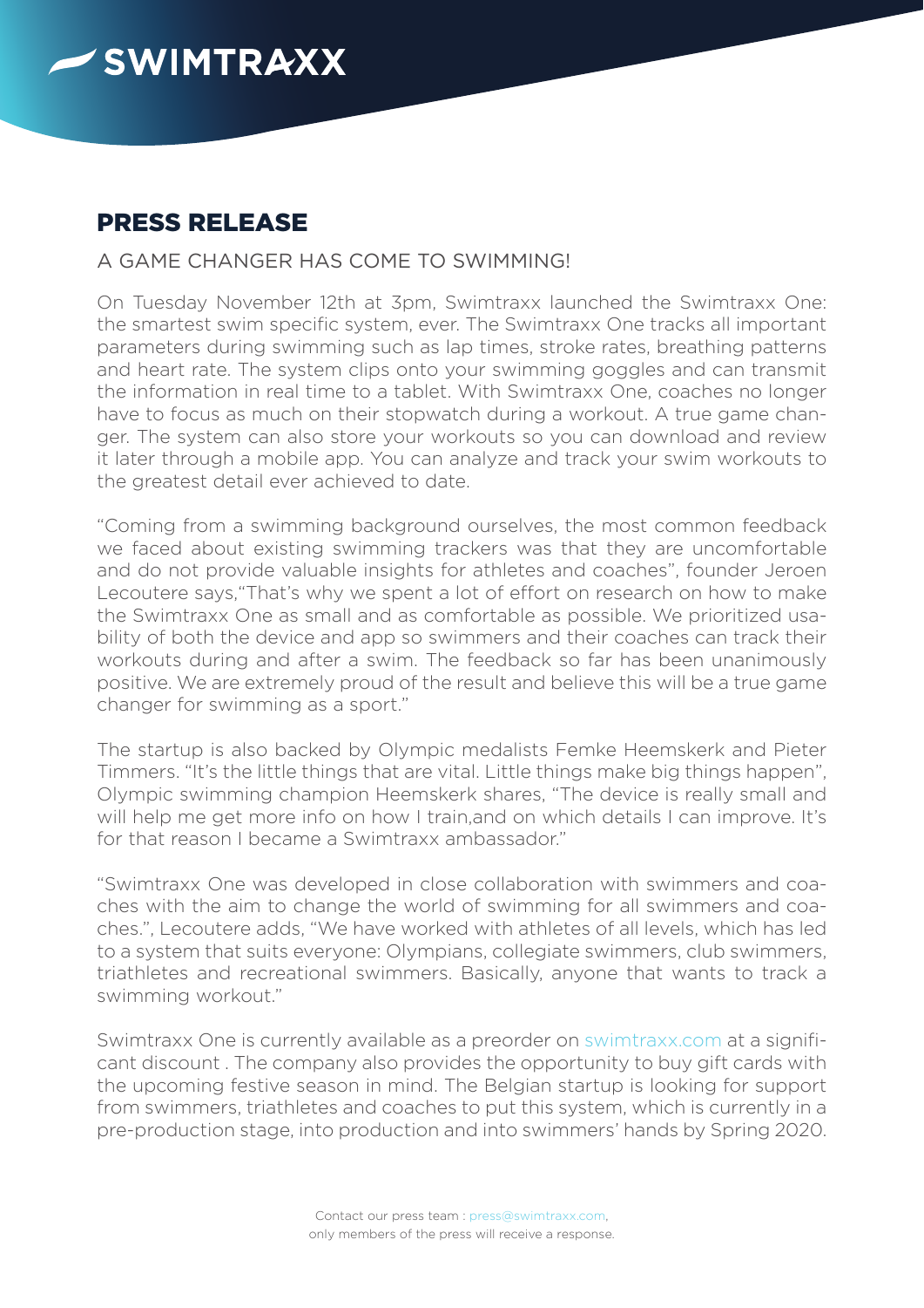SWIMTRAXX

# PRESS RELEASE

A GAME CHANGER HAS COME TO SWIMMING!

On Tuesday November 12th at 3pm, Swimtraxx launched the Swimtraxx One: the smartest swim specific system, ever. The Swimtraxx One tracks all important parameters during swimming such as lap times, stroke rates, breathing patterns and heart rate. The system clips onto your swimming goggles and can transmit the information in real time to a tablet. With Swimtraxx One, coaches no longer have to focus as much on their stopwatch during a workout. A true game changer. The system can also store your workouts so you can download and review it later through a mobile app. You can analyze and track your swim workouts to the greatest detail ever achieved to date.

"Coming from a swimming background ourselves, the most common feedback we faced about existing swimming trackers was that they are uncomfortable and do not provide valuable insights for athletes and coaches", founder Jeroen Lecoutere says,"That's why we spent a lot of effort on research on how to make the Swimtraxx One as small and as comfortable as possible. We prioritized usability of both the device and app so swimmers and their coaches can track their workouts during and after a swim. The feedback so far has been unanimously positive. We are extremely proud of the result and believe this will be a true game changer for swimming as a sport."

The startup is also backed by Olympic medalists Femke Heemskerk and Pieter Timmers. "It's the little things that are vital. Little things make big things happen", Olympic swimming champion Heemskerk shares, "The device is really small and will help me get more info on how I train,and on which details I can improve. It's for that reason I became a Swimtraxx ambassador."

"Swimtraxx One was developed in close collaboration with swimmers and coaches with the aim to change the world of swimming for all swimmers and coaches.", Lecoutere adds, "We have worked with athletes of all levels, which has led to a system that suits everyone: Olympians, collegiate swimmers, club swimmers, triathletes and recreational swimmers. Basically, anyone that wants to track a swimming workout."

Swimtraxx One is currently available as a preorder on swimtraxx.com at a significant discount . The company also provides the opportunity to buy gift cards with the upcoming festive season in mind. The Belgian startup is looking for support from swimmers, triathletes and coaches to put this system, which is currently in a pre-production stage, into production and into swimmers' hands by Spring 2020.

Contact our press team : press@swimtraxx.com,
only members of the press will receive a response.